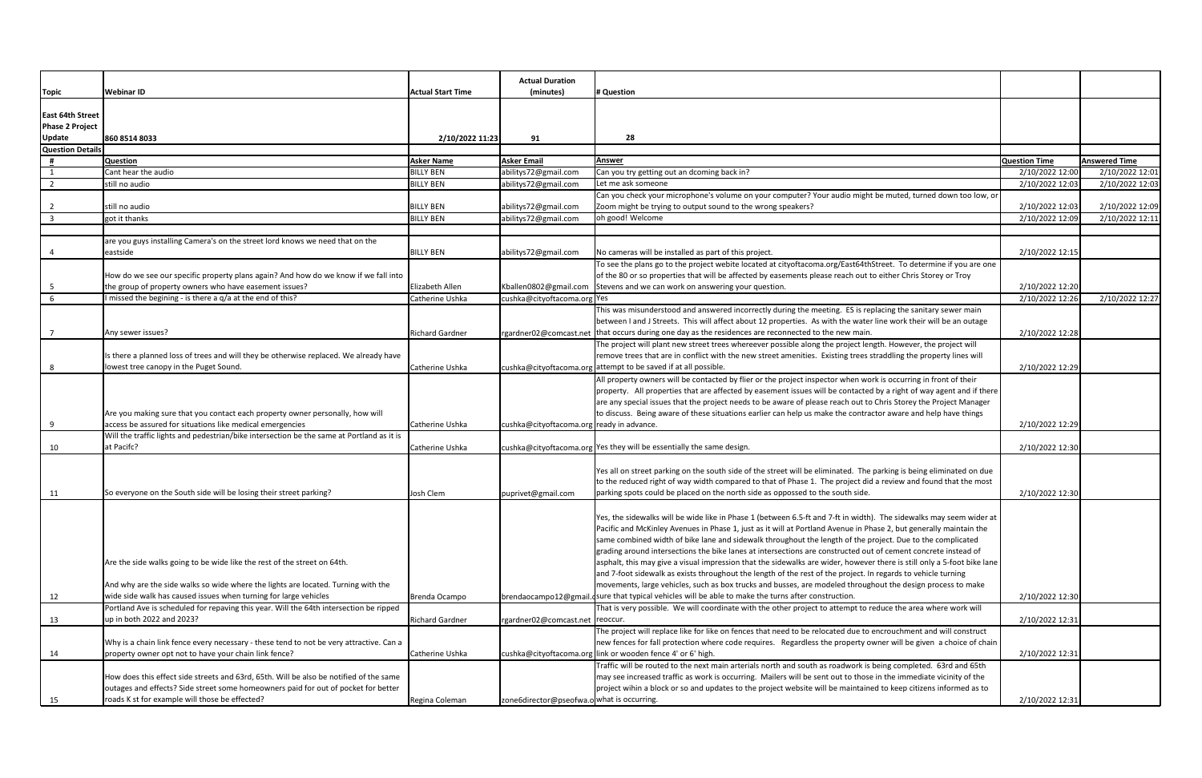| Topic | Webinar ID | Actual Start Time | Actual Duration (minutes) | # Question | | |
|---|---|---|---|---|---|---|
| East 64th Street Phase 2 Project Update | 860 8514 8033 | 2/10/2022 11:23 | 91 | 28 | | |
| Question Details | | | | | | |
| # | Question | Asker Name | Asker Email | Answer | Question Time | Answered Time |
| 1 | Cant hear the audio | BILLY BEN | abilitys72@gmail.com | Can you try getting out an dcoming back in? | 2/10/2022 12:00 | 2/10/2022 12:01 |
| 2 | still no audio | BILLY BEN | abilitys72@gmail.com | Let me ask someone | 2/10/2022 12:03 | 2/10/2022 12:03 |
| 2 | still no audio | BILLY BEN | abilitys72@gmail.com | Can you check your microphone's volume on your computer? Your audio might be muted, turned down too low, or Zoom might be trying to output sound to the wrong speakers? | 2/10/2022 12:03 | 2/10/2022 12:09 |
| 3 | got it thanks | BILLY BEN | abilitys72@gmail.com | oh good! Welcome | 2/10/2022 12:09 | 2/10/2022 12:11 |
| | | | | | | |
| 4 | are you guys installing Camera's on the street lord knows we need that on the eastside | BILLY BEN | abilitys72@gmail.com | No cameras will be installed as part of this project. | 2/10/2022 12:15 | |
| 5 | How do we see our specific property plans again? And how do we know if we fall into the group of property owners who have easement issues? | Elizabeth Allen | Kballen0802@gmail.com | To see the plans go to the project webite located at cityoftacoma.org/East64thStreet. To determine if you are one of the 80 or so properties that will be affected by easements please reach out to either Chris Storey or Troy Stevens and we can work on answering your question. | 2/10/2022 12:20 | |
| 6 | I missed the begining - is there a q/a at the end of this? | Catherine Ushka | cushka@cityoftacoma.org | Yes | 2/10/2022 12:26 | 2/10/2022 12:27 |
| 7 | Any sewer issues? | Richard Gardner | rgardner02@comcast.net | This was misunderstood and answered incorrectly during the meeting. ES is replacing the sanitary sewer main between I and J Streets. This will affect about 12 properties. As with the water line work their will be an outage that occurs during one day as the residences are reconnected to the new main. | 2/10/2022 12:28 | |
| 8 | Is there a planned loss of trees and will they be otherwise replaced. We already have lowest tree canopy in the Puget Sound. | Catherine Ushka | cushka@cityoftacoma.org | The project will plant new street trees whereever possible along the project length. However, the project will remove trees that are in conflict with the new street amenities. Existing trees straddling the property lines will attempt to be saved if at all possible. | 2/10/2022 12:29 | |
| 9 | Are you making sure that you contact each property owner personally, how will access be assured for situations like medical emergencies | Catherine Ushka | cushka@cityoftacoma.org | All property owners will be contacted by flier or the project inspector when work is occurring in front of their property. All properties that are affected by easement issues will be contacted by a right of way agent and if there are any special issues that the project needs to be aware of please reach out to Chris Storey the Project Manager to discuss. Being aware of these situations earlier can help us make the contractor aware and help have things ready in advance. | 2/10/2022 12:29 | |
| 10 | Will the traffic lights and pedestrian/bike intersection be the same at Portland as it is at Pacifc? | Catherine Ushka | cushka@cityoftacoma.org | Yes they will be essentially the same design. | 2/10/2022 12:30 | |
| 11 | So everyone on the South side will be losing their street parking? | Josh Clem | puprivet@gmail.com | Yes all on street parking on the south side of the street will be eliminated. The parking is being eliminated on due to the reduced right of way width compared to that of Phase 1. The project did a review and found that the most parking spots could be placed on the north side as opposed to the south side. | 2/10/2022 12:30 | |
| 12 | Are the side walks going to be wide like the rest of the street on 64th.<br><br>And why are the side walks so wide where the lights are located. Turning with the wide side walk has caused issues when turning for large vehicles | Brenda Ocampo | brendaocampo12@gmail.c | Yes, the sidewalks will be wide like in Phase 1 (between 6.5-ft and 7-ft in width). The sidewalks may seem wider at Pacific and McKinley Avenues in Phase 1, just as it will at Portland Avenue in Phase 2, but generally maintain the same combined width of bike lane and sidewalk throughout the length of the project. Due to the complicated grading around intersections the bike lanes at intersections are constructed out of cement concrete instead of asphalt, this may give a visual impression that the sidewalks are wider, however there is still only a 5-foot bike lane and 7-foot sidewalk as exists throughout the length of the rest of the project. In regards to vehicle turning movements, large vehicles, such as box trucks and busses, are modeled throughout the design process to make sure that typical vehicles will be able to make the turns after construction. | 2/10/2022 12:30 | |
| 13 | Portland Ave is scheduled for repaving this year. Will the 64th intersection be ripped up in both 2022 and 2023? | Richard Gardner | rgardner02@comcast.net | That is very possible. We will coordinate with the other project to attempt to reduce the area where work will reoccur. | 2/10/2022 12:31 | |
| 14 | Why is a chain link fence every necessary - these tend to not be very attractive. Can a property owner opt not to have your chain link fence? | Catherine Ushka | cushka@cityoftacoma.org | The project will replace like for like on fences that need to be relocated due to encrouchment and will construct new fences for fall protection where code requires. Regardless the property owner will be given a choice of chain link or wooden fence 4' or 6' high. | 2/10/2022 12:31 | |
| 15 | How does this effect side streets and 63rd, 65th. Will be also be notified of the same outages and effects? Side street some homeowners paid for out of pocket for better roads K st for example will those be effected? | Regina Coleman | zone6director@pseofwa.o | Traffic will be routed to the next main arterials north and south as roadwork is being completed. 63rd and 65th may see increased traffic as work is occurring. Mailers will be sent out to those in the immediate vicinity of the project wihin a block or so and updates to the project website will be maintained to keep citizens informed as to what is occurring. | 2/10/2022 12:31 | |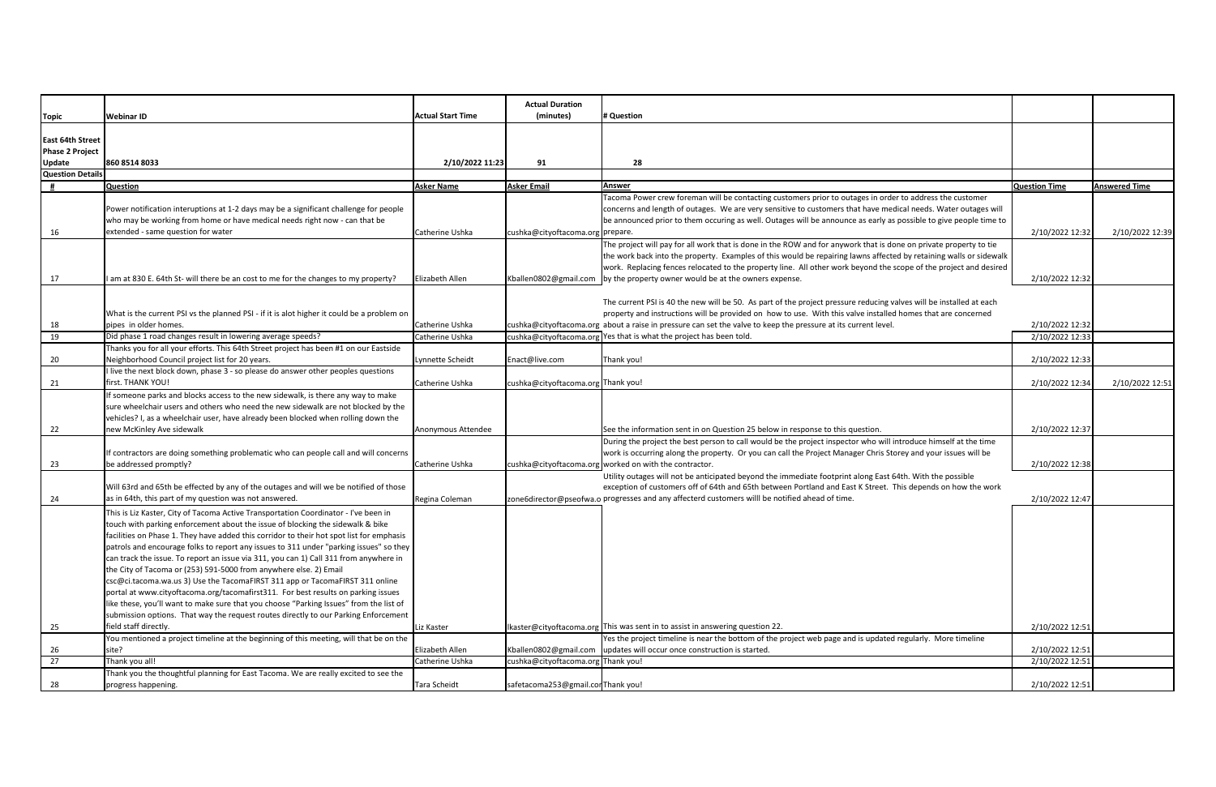| Topic | Webinar ID | Actual Start Time | Actual Duration (minutes) | # Question | | |
|---|---|---|---|---|---|---|
| East 64th Street Phase 2 Project Update | 860 8514 8033 | 2/10/2022 11:23 | 91 | 28 | | |
| Question Details | | | | | | |
| # | Question | Asker Name | Asker Email | Answer | Question Time | Answered Time |
| 16 | Power notification interuptions at 1-2 days may be a significant challenge for people who may be working from home or have medical needs right now - can that be extended - same question for water | Catherine Ushka | cushka@cityoftacoma.org | Tacoma Power crew foreman will be contacting customers prior to outages in order to address the customer concerns and length of outages. We are very sensitive to customers that have medical needs. Water outages will be announced prior to them occuring as well. Outages will be announce as early as possible to give people time to prepare. | 2/10/2022 12:32 | 2/10/2022 12:39 |
| 17 | I am at 830 E. 64th St- will there be an cost to me for the changes to my property? | Elizabeth Allen | Kballen0802@gmail.com | The project will pay for all work that is done in the ROW and for anywork that is done on private property to tie the work back into the property. Examples of this would be repairing lawns affected by retaining walls or sidewalk work. Replacing fences relocated to the property line. All other work beyond the scope of the project and desired by the property owner would be at the owners expense. | 2/10/2022 12:32 | |
| 18 | What is the current PSI vs the planned PSI - if it is alot higher it could be a problem on pipes in older homes. | Catherine Ushka | cushka@cityoftacoma.org | The current PSI is 40 the new will be 50. As part of the project pressure reducing valves will be installed at each property and instructions will be provided on how to use. With this valve installed homes that are concerned about a raise in pressure can set the valve to keep the pressure at its current level. | 2/10/2022 12:32 | |
| 19 | Did phase 1 road changes result in lowering average speeds? | Catherine Ushka | cushka@cityoftacoma.org | Yes that is what the project has been told. | 2/10/2022 12:33 | |
| 20 | Thanks you for all your efforts. This 64th Street project has been #1 on our Eastside Neighborhood Council project list for 20 years. | Lynnette Scheidt | Enact@live.com | Thank you! | 2/10/2022 12:33 | |
| 21 | I live the next block down, phase 3 - so please do answer other peoples questions first. THANK YOU! | Catherine Ushka | cushka@cityoftacoma.org | Thank you! | 2/10/2022 12:34 | 2/10/2022 12:51 |
| 22 | If someone parks and blocks access to the new sidewalk, is there any way to make sure wheelchair users and others who need the new sidewalk are not blocked by the vehicles? I, as a wheelchair user, have already been blocked when rolling down the new McKinley Ave sidewalk | Anonymous Attendee | | See the information sent in on Question 25 below in response to this question. | 2/10/2022 12:37 | |
| 23 | If contractors are doing something problematic who can people call and will concerns be addressed promptly? | Catherine Ushka | cushka@cityoftacoma.org | During the project the best person to call would be the project inspector who will introduce himself at the time work is occurring along the property. Or you can call the Project Manager Chris Storey and your issues will be worked on with the contractor. | 2/10/2022 12:38 | |
| 24 | Will 63rd and 65th be effected by any of the outages and will we be notified of those as in 64th, this part of my question was not answered. | Regina Coleman | zone6director@pseofwa.o | Utility outages will not be anticipated beyond the immediate footprint along East 64th. With the possible exception of customers off of 64th and 65th between Portland and East K Street. This depends on how the work progresses and any affecterd customers willl be notified ahead of time. | 2/10/2022 12:47 | |
| 25 | This is Liz Kaster, City of Tacoma Active Transportation Coordinator - I've been in touch with parking enforcement about the issue of blocking the sidewalk & bike facilities on Phase 1. They have added this corridor to their hot spot list for emphasis patrols and encourage folks to report any issues to 311 under "parking issues" so they can track the issue. To report an issue via 311, you can 1) Call 311 from anywhere in the City of Tacoma or (253) 591-5000 from anywhere else. 2) Email csc@ci.tacoma.wa.us 3) Use the TacomaFIRST 311 app or TacomaFIRST 311 online portal at www.cityoftacoma.org/tacomafirst311. For best results on parking issues like these, you'll want to make sure that you choose "Parking Issues" from the list of submission options. That way the request routes directly to our Parking Enforcement field staff directly. | Liz Kaster | lkaster@cityoftacoma.org | This was sent in to assist in answering question 22. | 2/10/2022 12:51 | |
| 26 | You mentioned a project timeline at the beginning of this meeting, will that be on the site? | Elizabeth Allen | Kballen0802@gmail.com | Yes the project timeline is near the bottom of the project web page and is updated regularly. More timeline updates will occur once construction is started. | 2/10/2022 12:51 | |
| 27 | Thank you all! | Catherine Ushka | cushka@cityoftacoma.org | Thank you! | 2/10/2022 12:51 | |
| 28 | Thank you the thoughtful planning for East Tacoma. We are really excited to see the progress happening. | Tara Scheidt | safetacoma253@gmail.cor | Thank you! | 2/10/2022 12:51 | |